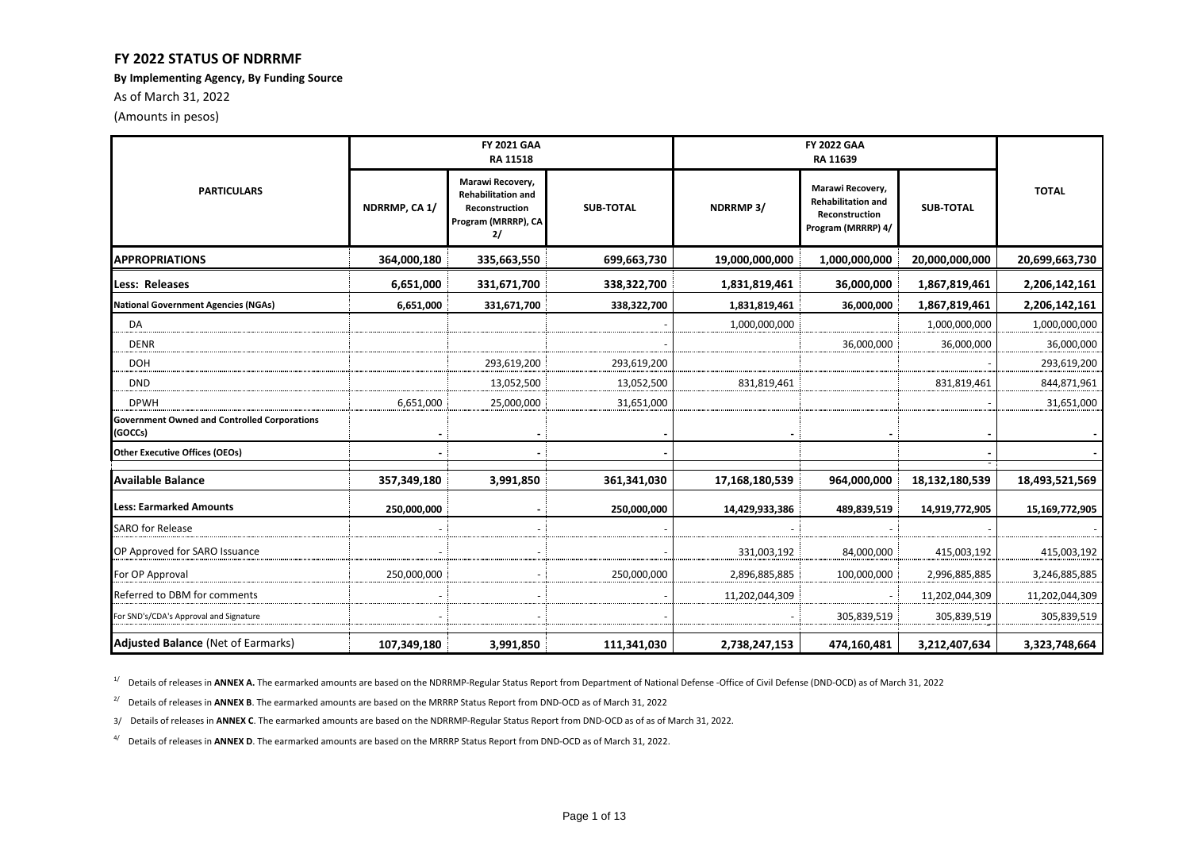# FY 2022 STATUS OF NDRRMF

**By Implementing Agency, By Funding Source**

As of March 31, 2022

(Amounts in pesos)

| PARTICULARS | FY 2021 GAA RA 11518 | | | FY 2022 GAA RA 11639 | | | TOTAL |
|---|---|---|---|---|---|---|---|
| | NDRRMP, CA 1/ | Marawi Recovery, Rehabilitation and Reconstruction Program (MRRRP), CA 2/ | SUB-TOTAL | NDRRMP 3/ | Marawi Recovery, Rehabilitation and Reconstruction Program (MRRRP) 4/ | SUB-TOTAL | |
| **APPROPRIATIONS** | **364,000,180** | **335,663,550** | **699,663,730** | **19,000,000,000** | **1,000,000,000** | **20,000,000,000** | **20,699,663,730** |
| **Less: Releases** | **6,651,000** | **331,671,700** | **338,322,700** | **1,831,819,461** | **36,000,000** | **1,867,819,461** | **2,206,142,161** |
| **National Government Agencies (NGAs)** | **6,651,000** | **331,671,700** | **338,322,700** | **1,831,819,461** | **36,000,000** | **1,867,819,461** | **2,206,142,161** |
| DA | | | - | 1,000,000,000 | | 1,000,000,000 | 1,000,000,000 |
| DENR | | | - | | 36,000,000 | 36,000,000 | 36,000,000 |
| DOH | | 293,619,200 | 293,619,200 | | | - | 293,619,200 |
| DND | | 13,052,500 | 13,052,500 | 831,819,461 | | 831,819,461 | 844,871,961 |
| DPWH | 6,651,000 | 25,000,000 | 31,651,000 | | | - | 31,651,000 |
| **Government Owned and Controlled Corporations (GOCCs)** | **-** | **-** | **-** | **-** | **-** | **-** | **-** |
| **Other Executive Offices (OEOs)** | **-** | **-** | **-** | | | **-** | **-** |
| **Available Balance** | **357,349,180** | **3,991,850** | **361,341,030** | **17,168,180,539** | **964,000,000** | **18,132,180,539** | **18,493,521,569** |
| **Less: Earmarked Amounts** | **250,000,000** | **-** | **250,000,000** | **14,429,933,386** | **489,839,519** | **14,919,772,905** | **15,169,772,905** |
| SARO for Release | - | - | - | - | - | - | - |
| OP Approved for SARO Issuance | - | - | - | 331,003,192 | 84,000,000 | 415,003,192 | 415,003,192 |
| For OP Approval | 250,000,000 | - | 250,000,000 | 2,896,885,885 | 100,000,000 | 2,996,885,885 | 3,246,885,885 |
| Referred to DBM for comments | - | - | - | 11,202,044,309 | - | 11,202,044,309 | 11,202,044,309 |
| For SND's/CDA's Approval and Signature | - | - | - | - | 305,839,519 | 305,839,519 | 305,839,519 |
| **Adjusted Balance** (Net of Earmarks) | **107,349,180** | **3,991,850** | **111,341,030** | **2,738,247,153** | **474,160,481** | **3,212,407,634** | **3,323,748,664** |

1/ Details of releases in **ANNEX A.** The earmarked amounts are based on the NDRRMP-Regular Status Report from Department of National Defense -Office of Civil Defense (DND-OCD) as of March 31, 2022

2/ Details of releases in **ANNEX B**. The earmarked amounts are based on the MRRRP Status Report from DND-OCD as of March 31, 2022

3/ Details of releases in **ANNEX C**. The earmarked amounts are based on the NDRRMP-Regular Status Report from DND-OCD as of as of March 31, 2022.

4/ Details of releases in **ANNEX D**. The earmarked amounts are based on the MRRRP Status Report from DND-OCD as of March 31, 2022.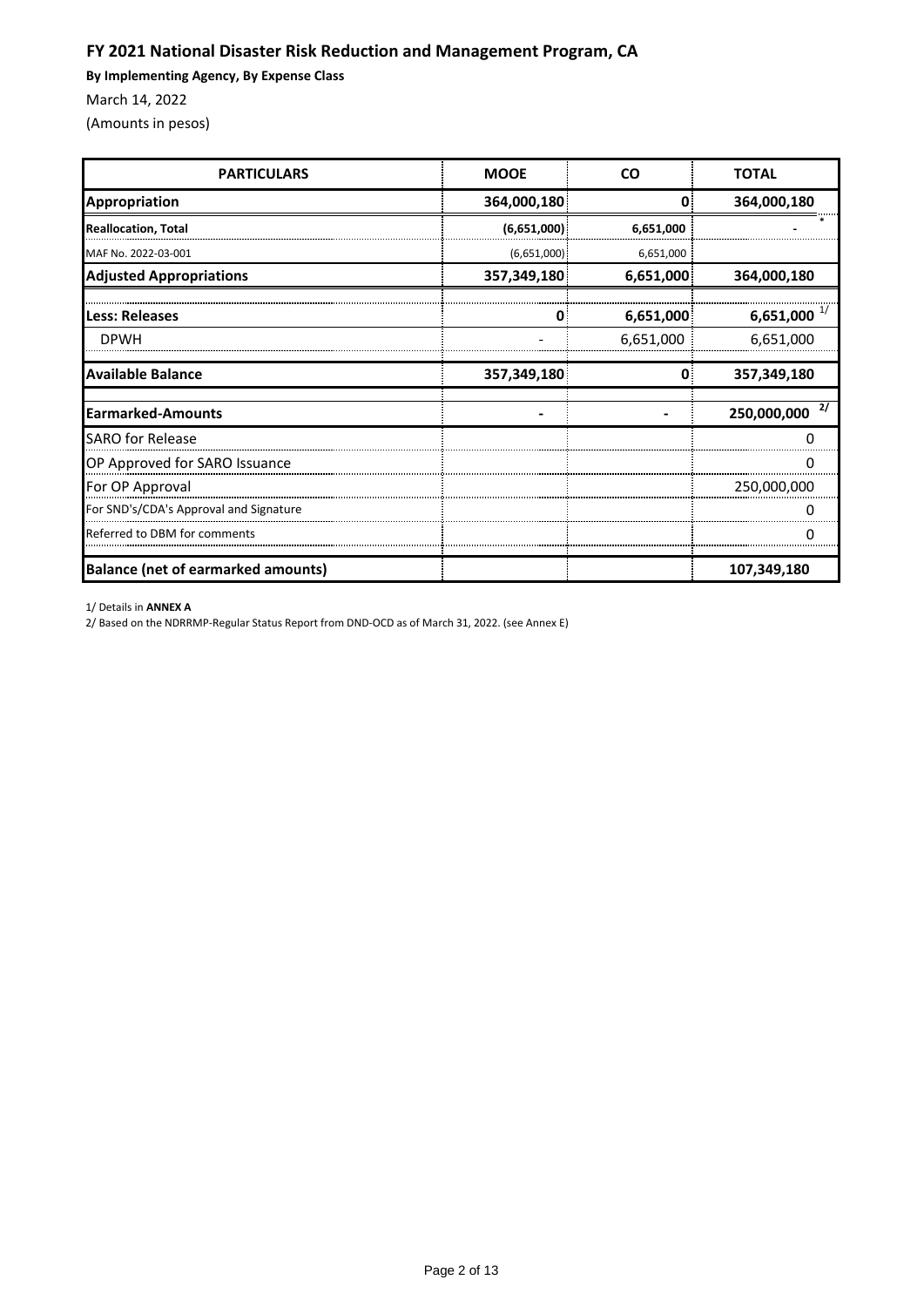## FY 2021 National Disaster Risk Reduction and Management Program, CA

**By Implementing Agency, By Expense Class**

March 14, 2022

(Amounts in pesos)

| PARTICULARS | MOOE | CO | TOTAL |
|---|---|---|---|
| **Appropriation** | **364,000,180** | **0** | **364,000,180** |
| **Reallocation, Total** | **(6,651,000)** | **6,651,000** | **-** * |
| MAF No. 2022-03-001 | (6,651,000) | 6,651,000 | |
| **Adjusted Appropriations** | **357,349,180** | **6,651,000** | **364,000,180** |
| **Less: Releases** | **0** | **6,651,000** | **6,651,000** 1/ |
| DPWH | - | 6,651,000 | 6,651,000 |
| **Available Balance** | **357,349,180** | **0** | **357,349,180** |
| **Earmarked-Amounts** | **-** | **-** | **250,000,000** 2/ |
| SARO for Release | | | 0 |
| OP Approved for SARO Issuance | | | 0 |
| For OP Approval | | | 250,000,000 |
| For SND's/CDA's Approval and Signature | | | 0 |
| Referred to DBM for comments | | | 0 |
| **Balance (net of earmarked amounts)** | | | **107,349,180** |

1/ Details in **ANNEX A**

2/ Based on the NDRRMP-Regular Status Report from DND-OCD as of March 31, 2022. (see Annex E)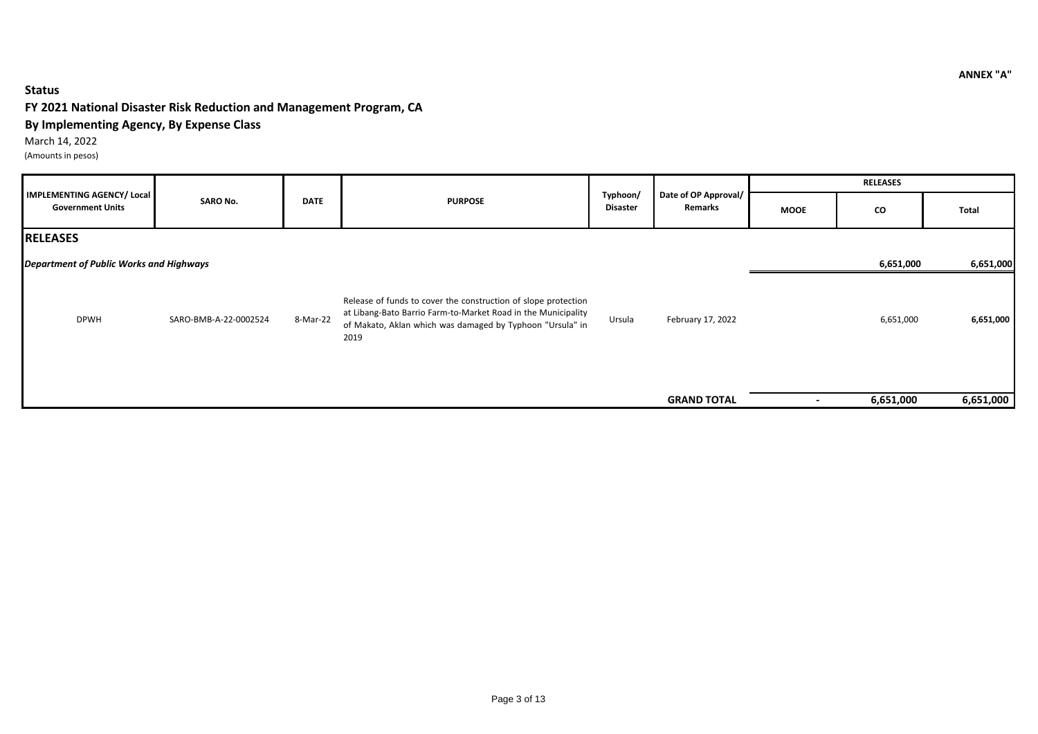ANNEX "A"

**Status**

**FY 2021 National Disaster Risk Reduction and Management Program, CA**

**By Implementing Agency, By Expense Class**

March 14, 2022

(Amounts in pesos)

| IMPLEMENTING AGENCY/ Local Government Units | SARO No. | DATE | PURPOSE | Typhoon/ Disaster | Date of OP Approval/ Remarks | RELEASES | | |
|---|---|---|---|---|---|---|---|---|
| | | | | | | MOOE | CO | Total |
| **RELEASES** | | | | | | | | |
| ***Department of Public Works and Highways*** | | | | | | | **6,651,000** | **6,651,000** |
| DPWH | SARO-BMB-A-22-0002524 | 8-Mar-22 | Release of funds to cover the construction of slope protection at Libang-Bato Barrio Farm-to-Market Road in the Municipality of Makato, Aklan which was damaged by Typhoon "Ursula" in 2019 | Ursula | February 17, 2022 | | 6,651,000 | **6,651,000** |
| | | | | | **GRAND TOTAL** | **-** | **6,651,000** | **6,651,000** |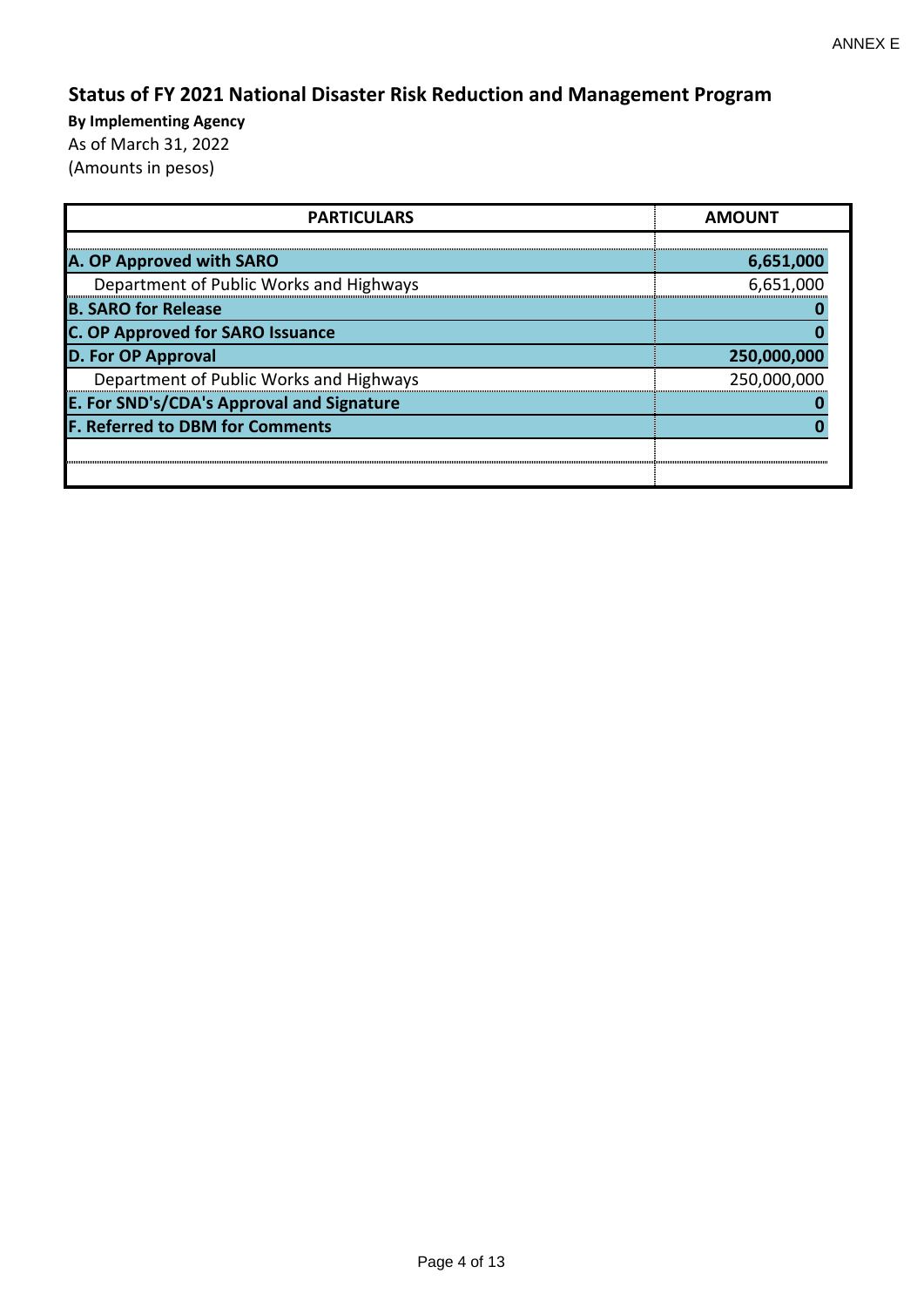ANNEX E

# Status of FY 2021 National Disaster Risk Reduction and Management Program

**By Implementing Agency**

As of March 31, 2022

(Amounts in pesos)

| PARTICULARS | AMOUNT |
|---|---|
| **A. OP Approved with SARO** | **6,651,000** |
| Department of Public Works and Highways | 6,651,000 |
| **B. SARO for Release** | **0** |
| **C. OP Approved for SARO Issuance** | **0** |
| **D. For OP Approval** | **250,000,000** |
| Department of Public Works and Highways | 250,000,000 |
| **E. For SND's/CDA's Approval and Signature** | **0** |
| **F. Referred to DBM for Comments** | **0** |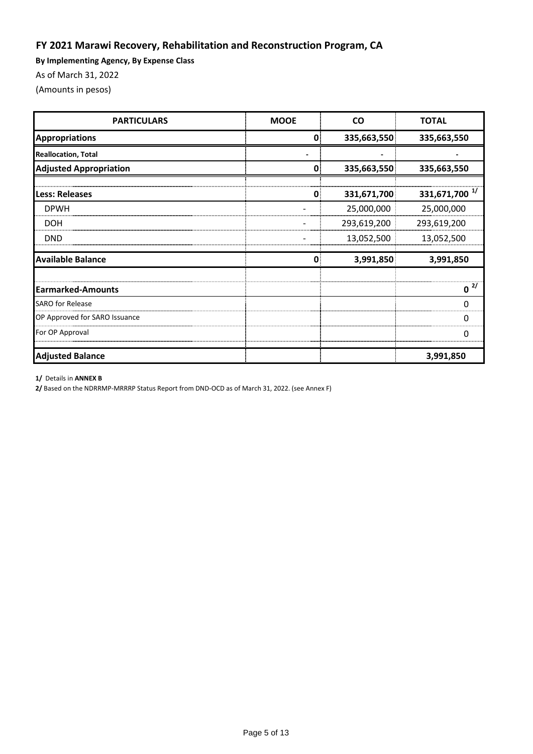## FY 2021 Marawi Recovery, Rehabilitation and Reconstruction Program, CA

**By Implementing Agency, By Expense Class**

As of March 31, 2022

(Amounts in pesos)

| PARTICULARS | MOOE | CO | TOTAL |
|---|---|---|---|
| **Appropriations** | **0** | **335,663,550** | **335,663,550** |
| **Reallocation, Total** | - | - | - |
| **Adjusted Appropriation** | **0** | **335,663,550** | **335,663,550** |
| | | | |
| **Less: Releases** | **0** | **331,671,700** | **331,671,700** [1/] |
| DPWH | - | 25,000,000 | 25,000,000 |
| DOH | - | 293,619,200 | 293,619,200 |
| DND | - | 13,052,500 | 13,052,500 |
| **Available Balance** | **0** | **3,991,850** | **3,991,850** |
| | | | |
| **Earmarked-Amounts** | | | **0** [2/] |
| SARO for Release | | | 0 |
| OP Approved for SARO Issuance | | | 0 |
| For OP Approval | | | 0 |
| **Adjusted Balance** | | | **3,991,850** |

**1/** Details in **ANNEX B**

**2/** Based on the NDRRMP-MRRRP Status Report from DND-OCD as of March 31, 2022. (see Annex F)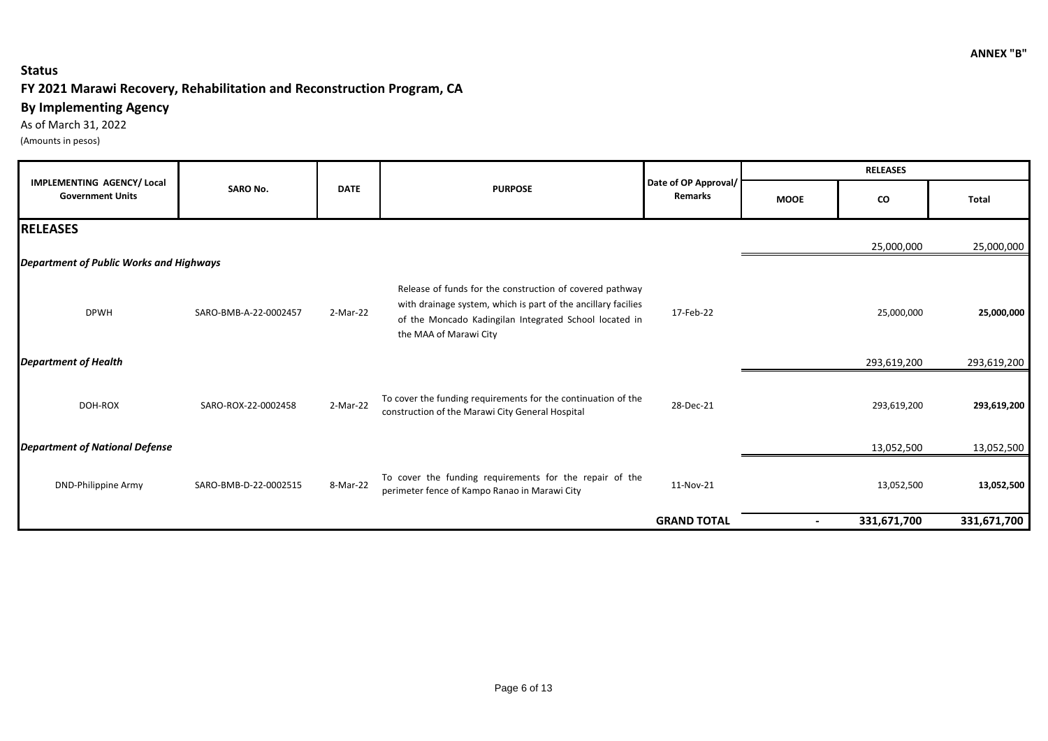ANNEX "B"

**Status**

**FY 2021 Marawi Recovery, Rehabilitation and Reconstruction Program, CA**

**By Implementing Agency**

As of March 31, 2022

(Amounts in pesos)

| IMPLEMENTING AGENCY/ Local Government Units | SARO No. | DATE | PURPOSE | Date of OP Approval/ Remarks | RELEASES | | |
|---|---|---|---|---|---|---|---|
| | | | | | MOOE | CO | Total |
| **RELEASES** | | | | | | | |
| ***Department of Public Works and Highways*** | | | | | | 25,000,000 | 25,000,000 |
| DPWH | SARO-BMB-A-22-0002457 | 2-Mar-22 | Release of funds for the construction of covered pathway with drainage system, which is part of the ancillary facilies of the Moncado Kadingilan Integrated School located in the MAA of Marawi City | 17-Feb-22 | | 25,000,000 | **25,000,000** |
| ***Department of Health*** | | | | | | 293,619,200 | 293,619,200 |
| DOH-ROX | SARO-ROX-22-0002458 | 2-Mar-22 | To cover the funding requirements for the continuation of the construction of the Marawi City General Hospital | 28-Dec-21 | | 293,619,200 | **293,619,200** |
| ***Department of National Defense*** | | | | | | 13,052,500 | 13,052,500 |
| DND-Philippine Army | SARO-BMB-D-22-0002515 | 8-Mar-22 | To cover the funding requirements for the repair of the perimeter fence of Kampo Ranao in Marawi City | 11-Nov-21 | | 13,052,500 | **13,052,500** |
| | | | | **GRAND TOTAL** | **-** | **331,671,700** | **331,671,700** |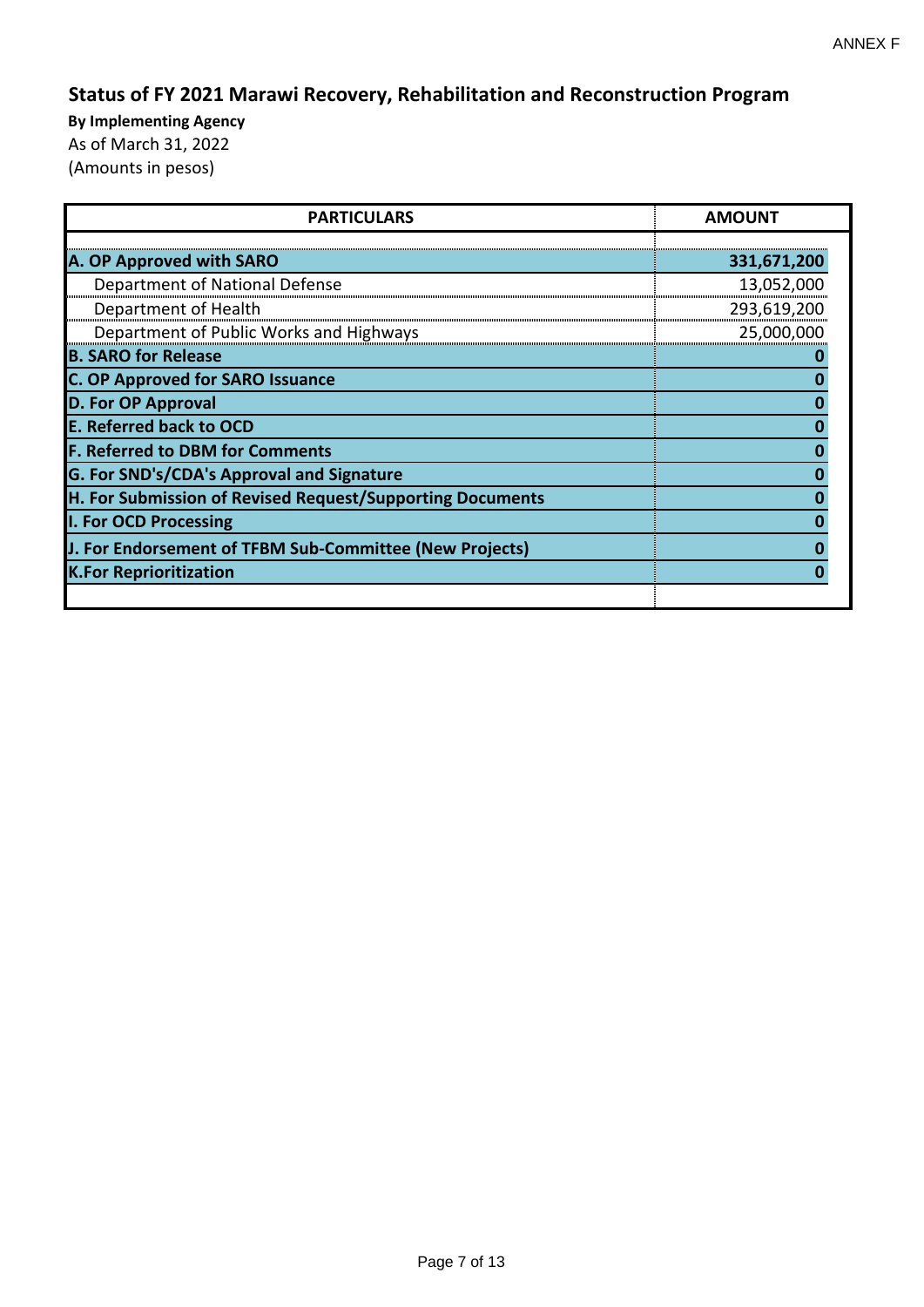ANNEX F

# Status of FY 2021 Marawi Recovery, Rehabilitation and Reconstruction Program

**By Implementing Agency**

As of March 31, 2022

(Amounts in pesos)

| PARTICULARS | AMOUNT |
|---|---|
| **A. OP Approved with SARO** | **331,671,200** |
| Department of National Defense | 13,052,000 |
| Department of Health | 293,619,200 |
| Department of Public Works and Highways | 25,000,000 |
| **B. SARO for Release** | **0** |
| **C. OP Approved for SARO Issuance** | **0** |
| **D. For OP Approval** | **0** |
| **E. Referred back to OCD** | **0** |
| **F. Referred to DBM for Comments** | **0** |
| **G. For SND's/CDA's Approval and Signature** | **0** |
| **H. For Submission of Revised Request/Supporting Documents** | **0** |
| **I. For OCD Processing** | **0** |
| **J. For Endorsement of TFBM Sub-Committee (New Projects)** | **0** |
| **K.For Reprioritization** | **0** |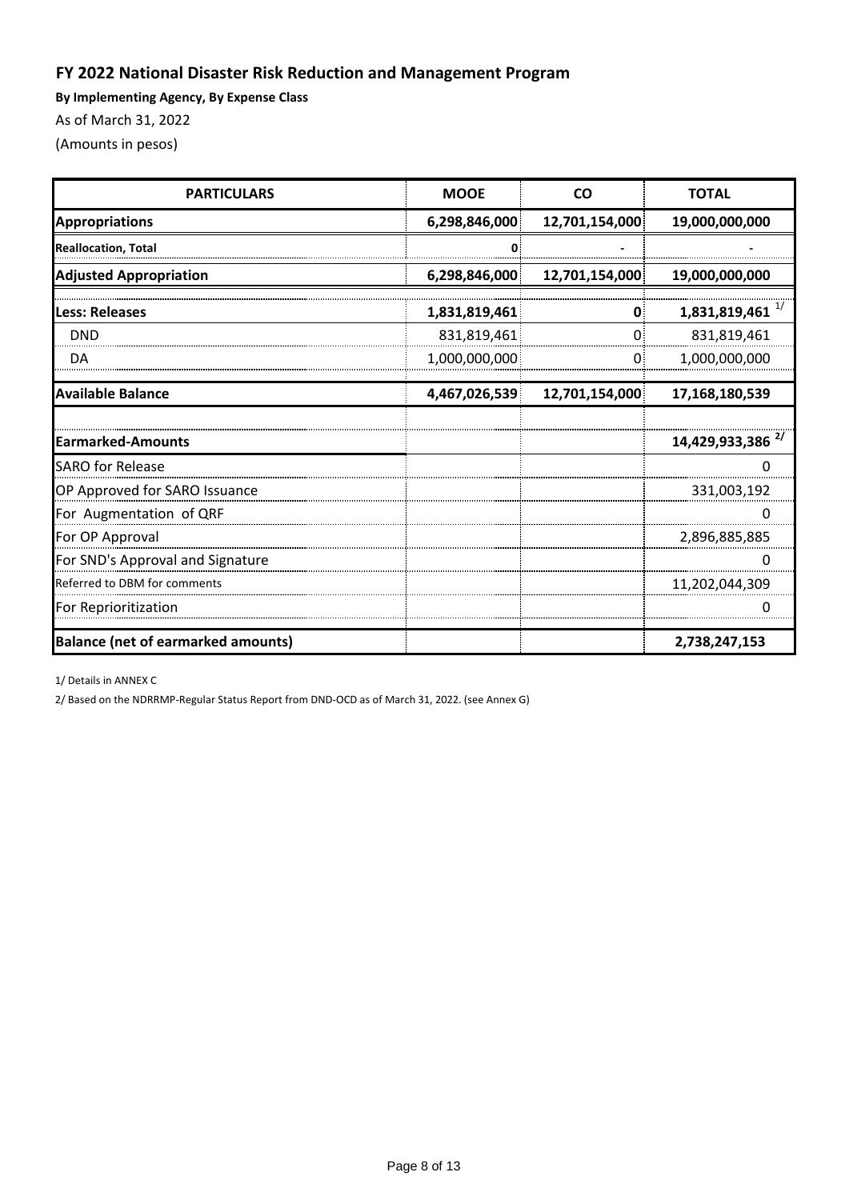## FY 2022 National Disaster Risk Reduction and Management Program

**By Implementing Agency, By Expense Class**

As of March 31, 2022

(Amounts in pesos)

| PARTICULARS | MOOE | CO | TOTAL |
|---|---|---|---|
| **Appropriations** | **6,298,846,000** | **12,701,154,000** | **19,000,000,000** |
| **Reallocation, Total** | **0** | **-** | **-** |
| **Adjusted Appropriation** | **6,298,846,000** | **12,701,154,000** | **19,000,000,000** |
| **Less: Releases** | **1,831,819,461** | **0** | **1,831,819,461** [1/] |
| DND | 831,819,461 | 0 | 831,819,461 |
| DA | 1,000,000,000 | 0 | 1,000,000,000 |
| **Available Balance** | **4,467,026,539** | **12,701,154,000** | **17,168,180,539** |
| | | | |
| **Earmarked-Amounts** | | | **14,429,933,386** [2/] |
| SARO for Release | | | 0 |
| OP Approved for SARO Issuance | | | 331,003,192 |
| For Augmentation of QRF | | | 0 |
| For OP Approval | | | 2,896,885,885 |
| For SND's Approval and Signature | | | 0 |
| Referred to DBM for comments | | | 11,202,044,309 |
| For Reprioritization | | | 0 |
| **Balance (net of earmarked amounts)** | | | **2,738,247,153** |

1/ Details in ANNEX C

2/ Based on the NDRRMP-Regular Status Report from DND-OCD as of March 31, 2022. (see Annex G)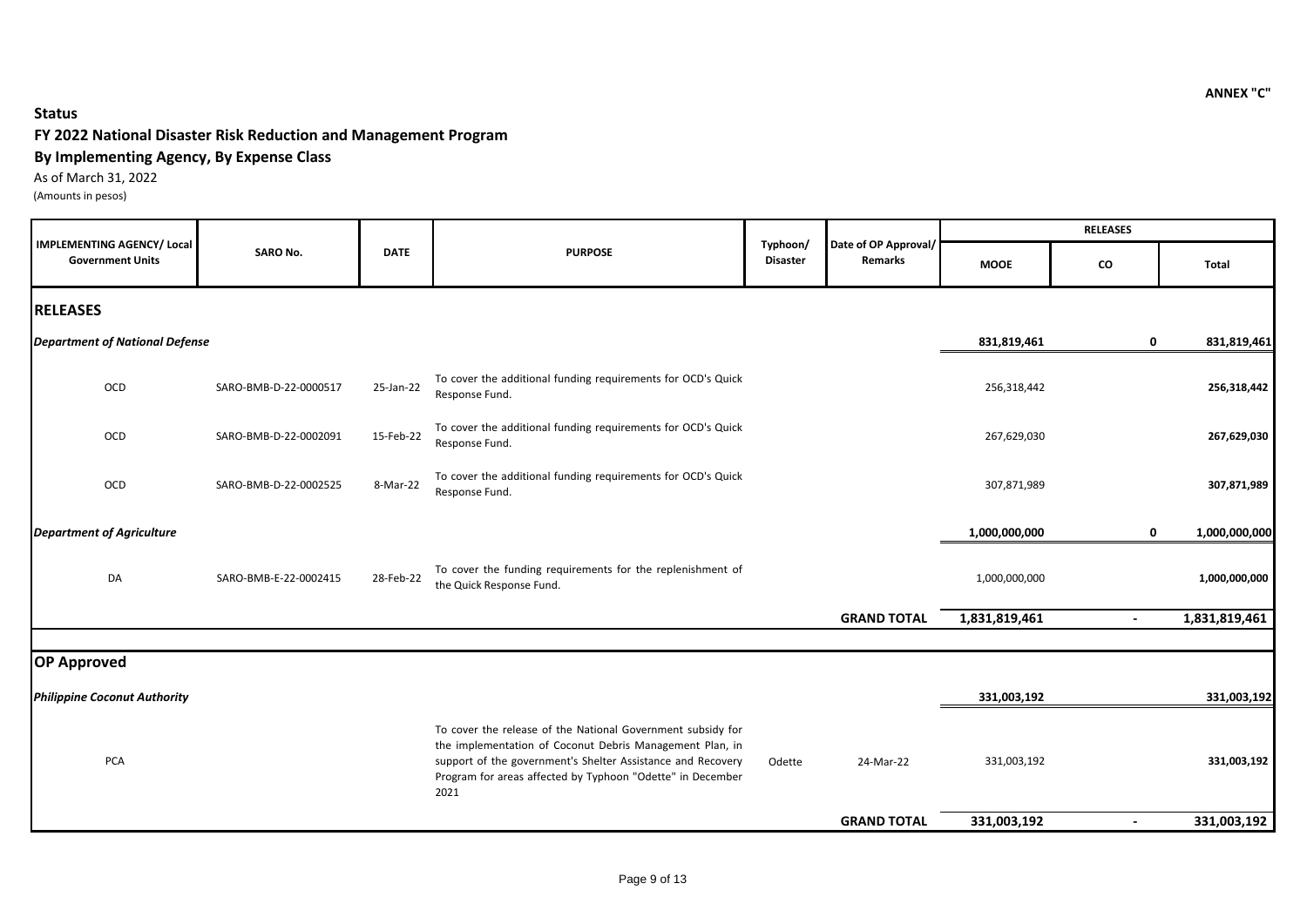ANNEX "C"

**Status**

**FY 2022 National Disaster Risk Reduction and Management Program**

**By Implementing Agency, By Expense Class**

As of March 31, 2022

(Amounts in pesos)

| IMPLEMENTING AGENCY/ Local Government Units | SARO No. | DATE | PURPOSE | Typhoon/ Disaster | Date of OP Approval/ Remarks | RELEASES | | |
|---|---|---|---|---|---|---|---|---|
| | | | | | | MOOE | CO | Total |
| **RELEASES** | | | | | | | | |
| ***Department of National Defense*** | | | | | | **831,819,461** | **0** | **831,819,461** |
| OCD | SARO-BMB-D-22-0000517 | 25-Jan-22 | To cover the additional funding requirements for OCD's Quick Response Fund. | | | 256,318,442 | | **256,318,442** |
| OCD | SARO-BMB-D-22-0002091 | 15-Feb-22 | To cover the additional funding requirements for OCD's Quick Response Fund. | | | 267,629,030 | | **267,629,030** |
| OCD | SARO-BMB-D-22-0002525 | 8-Mar-22 | To cover the additional funding requirements for OCD's Quick Response Fund. | | | 307,871,989 | | **307,871,989** |
| ***Department of Agriculture*** | | | | | | **1,000,000,000** | **0** | **1,000,000,000** |
| DA | SARO-BMB-E-22-0002415 | 28-Feb-22 | To cover the funding requirements for the replenishment of the Quick Response Fund. | | | 1,000,000,000 | | **1,000,000,000** |
| | | | | | **GRAND TOTAL** | **1,831,819,461** | **-** | **1,831,819,461** |
| **OP Approved** | | | | | | | | |
| ***Philippine Coconut Authority*** | | | | | | **331,003,192** | | **331,003,192** |
| PCA | | | To cover the release of the National Government subsidy for the implementation of Coconut Debris Management Plan, in support of the government's Shelter Assistance and Recovery Program for areas affected by Typhoon "Odette" in December 2021 | Odette | 24-Mar-22 | 331,003,192 | | **331,003,192** |
| | | | | | **GRAND TOTAL** | **331,003,192** | **-** | **331,003,192** |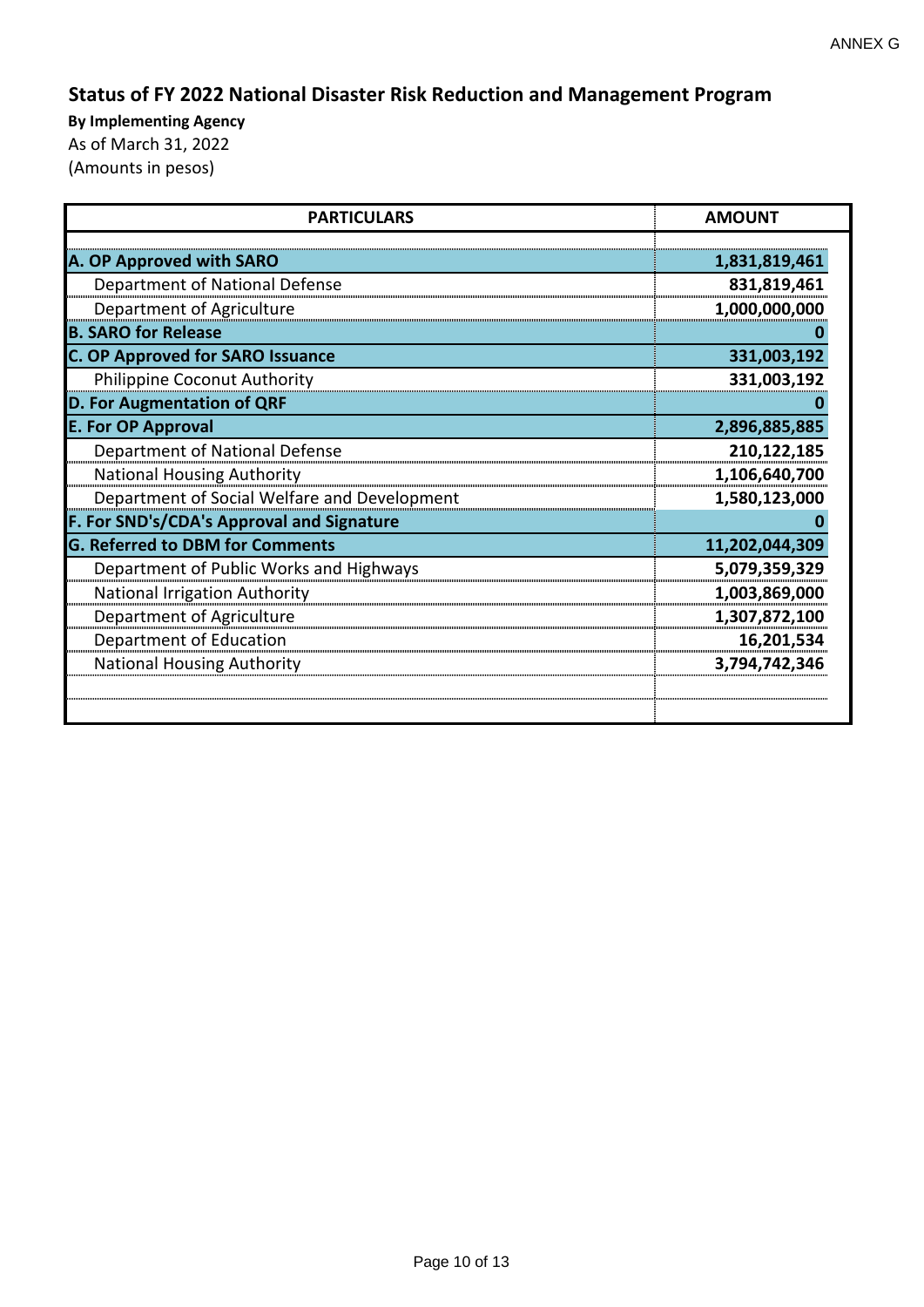ANNEX G

## Status of FY 2022 National Disaster Risk Reduction and Management Program

**By Implementing Agency**

As of March 31, 2022

(Amounts in pesos)

| PARTICULARS | AMOUNT |
|---|---|
| **A. OP Approved with SARO** | **1,831,819,461** |
| Department of National Defense | **831,819,461** |
| Department of Agriculture | **1,000,000,000** |
| **B. SARO for Release** | **0** |
| **C. OP Approved for SARO Issuance** | **331,003,192** |
| Philippine Coconut Authority | **331,003,192** |
| **D. For Augmentation of QRF** | **0** |
| **E. For OP Approval** | **2,896,885,885** |
| Department of National Defense | **210,122,185** |
| National Housing Authority | **1,106,640,700** |
| Department of Social Welfare and Development | **1,580,123,000** |
| **F. For SND's/CDA's Approval and Signature** | **0** |
| **G. Referred to DBM for Comments** | **11,202,044,309** |
| Department of Public Works and Highways | **5,079,359,329** |
| National Irrigation Authority | **1,003,869,000** |
| Department of Agriculture | **1,307,872,100** |
| Department of Education | **16,201,534** |
| National Housing Authority | **3,794,742,346** |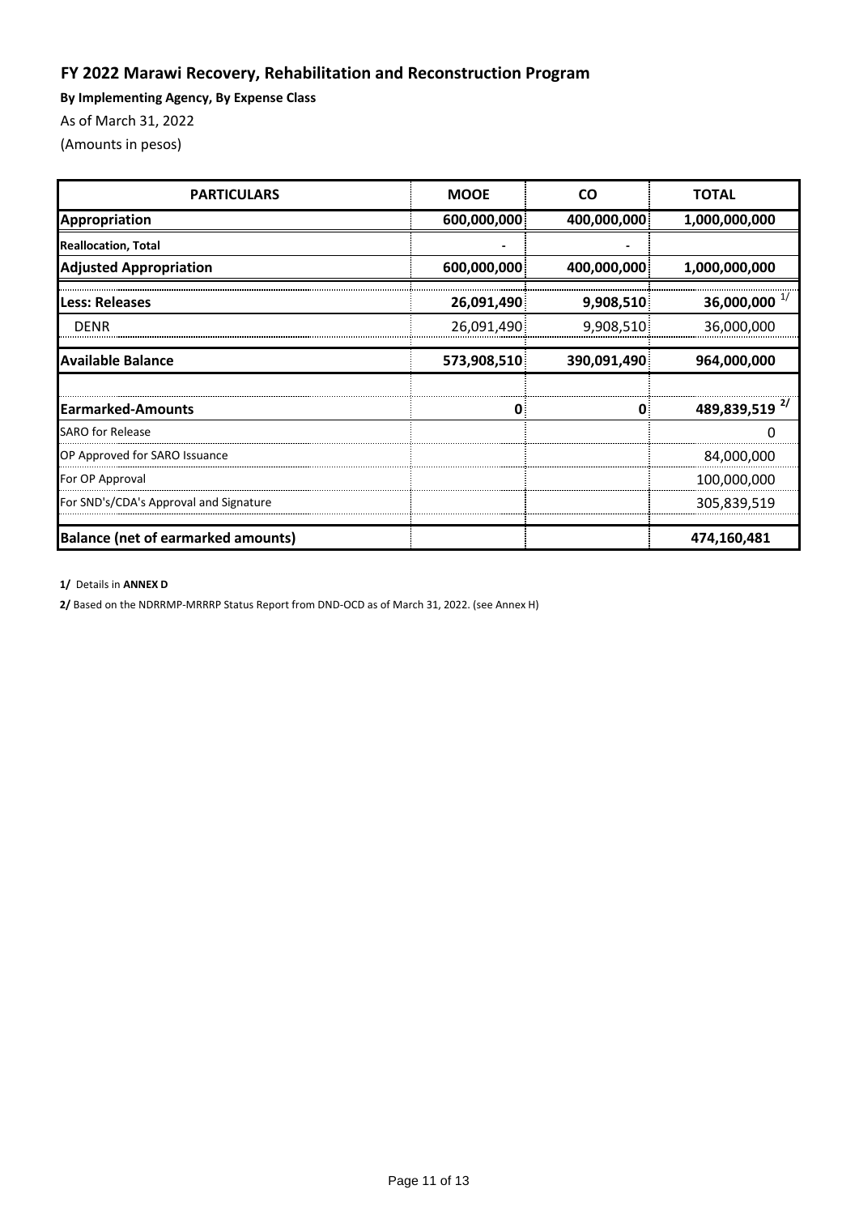## FY 2022 Marawi Recovery, Rehabilitation and Reconstruction Program

**By Implementing Agency, By Expense Class**

As of March 31, 2022

(Amounts in pesos)

| PARTICULARS | MOOE | CO | TOTAL |
|---|---|---|---|
| **Appropriation** | **600,000,000** | **400,000,000** | **1,000,000,000** |
| **Reallocation, Total** | - | - | |
| **Adjusted Appropriation** | **600,000,000** | **400,000,000** | **1,000,000,000** |
| **Less: Releases** | **26,091,490** | **9,908,510** | **36,000,000** [1/] |
| DENR | 26,091,490 | 9,908,510 | 36,000,000 |
| **Available Balance** | **573,908,510** | **390,091,490** | **964,000,000** |
| | | | |
| **Earmarked-Amounts** | **0** | **0** | **489,839,519** [2/] |
| SARO for Release | | | 0 |
| OP Approved for SARO Issuance | | | 84,000,000 |
| For OP Approval | | | 100,000,000 |
| For SND's/CDA's Approval and Signature | | | 305,839,519 |
| **Balance (net of earmarked amounts)** | | | **474,160,481** |

**1/** Details in **ANNEX D**

**2/** Based on the NDRRMP-MRRRP Status Report from DND-OCD as of March 31, 2022. (see Annex H)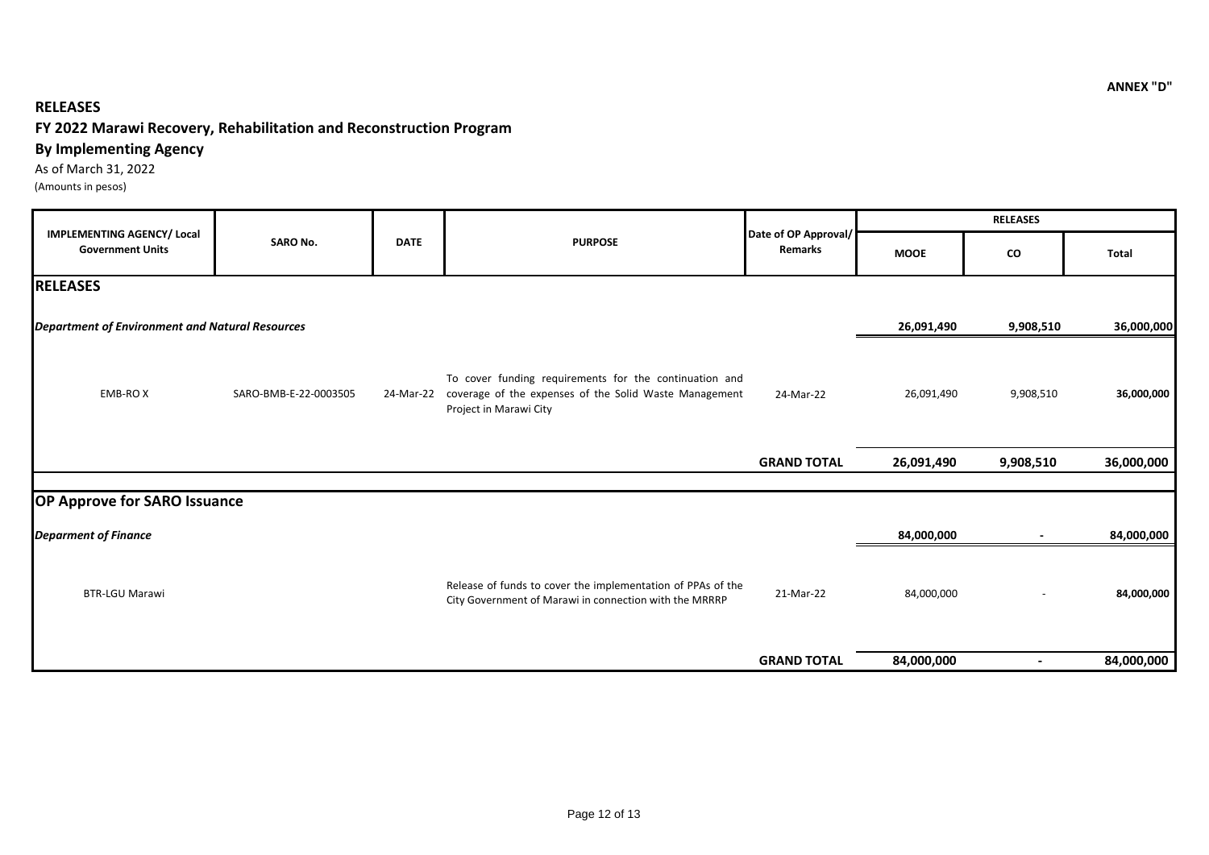**ANNEX "D"**

## RELEASES
## FY 2022 Marawi Recovery, Rehabilitation and Reconstruction Program
## By Implementing Agency

As of March 31, 2022
(Amounts in pesos)

| IMPLEMENTING AGENCY/ Local Government Units | SARO No. | DATE | PURPOSE | Date of OP Approval/ Remarks | RELEASES | | |
|---|---|---|---|---|---|---|---|
| | | | | | MOOE | CO | Total |
| **RELEASES** | | | | | | | |
| ***Department of Environment and Natural Resources*** | | | | | **26,091,490** | **9,908,510** | **36,000,000** |
| EMB-RO X | SARO-BMB-E-22-0003505 | 24-Mar-22 | To cover funding requirements for the continuation and coverage of the expenses of the Solid Waste Management Project in Marawi City | 24-Mar-22 | 26,091,490 | 9,908,510 | **36,000,000** |
| | | | | **GRAND TOTAL** | **26,091,490** | **9,908,510** | **36,000,000** |
| **OP Approve for SARO Issuance** | | | | | | | |
| ***Deparment of Finance*** | | | | | **84,000,000** | **-** | **84,000,000** |
| BTR-LGU Marawi | | | Release of funds to cover the implementation of PPAs of the City Government of Marawi in connection with the MRRRP | 21-Mar-22 | 84,000,000 | - | **84,000,000** |
| | | | | **GRAND TOTAL** | **84,000,000** | **-** | **84,000,000** |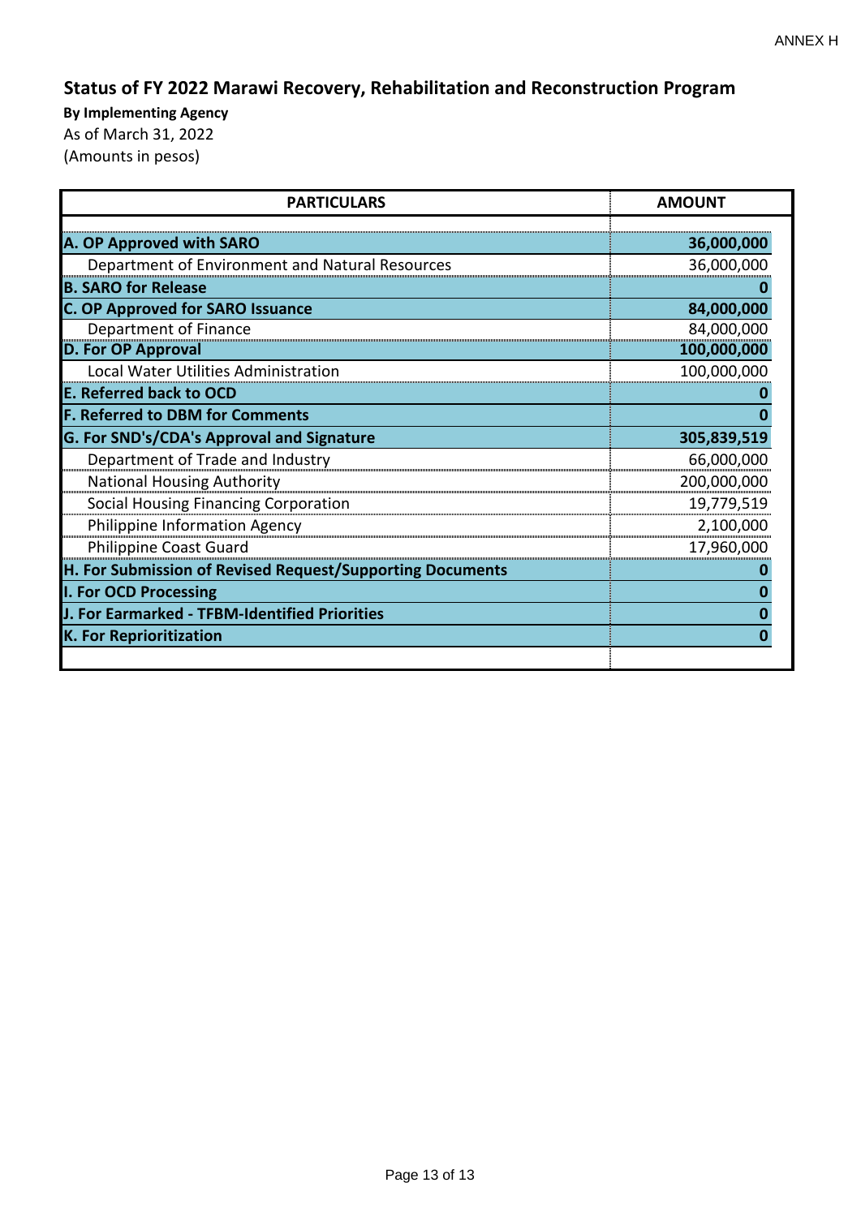ANNEX H

# Status of FY 2022 Marawi Recovery, Rehabilitation and Reconstruction Program

**By Implementing Agency**

As of March 31, 2022

(Amounts in pesos)

| PARTICULARS | AMOUNT |
|---|---|
| **A. OP Approved with SARO** | **36,000,000** |
| Department of Environment and Natural Resources | 36,000,000 |
| **B. SARO for Release** | **0** |
| **C. OP Approved for SARO Issuance** | **84,000,000** |
| Department of Finance | 84,000,000 |
| **D. For OP Approval** | **100,000,000** |
| Local Water Utilities Administration | 100,000,000 |
| **E. Referred back to OCD** | **0** |
| **F. Referred to DBM for Comments** | **0** |
| **G. For SND's/CDA's Approval and Signature** | **305,839,519** |
| Department of Trade and Industry | 66,000,000 |
| National Housing Authority | 200,000,000 |
| Social Housing Financing Corporation | 19,779,519 |
| Philippine Information Agency | 2,100,000 |
| Philippine Coast Guard | 17,960,000 |
| **H. For Submission of Revised Request/Supporting Documents** | **0** |
| **I. For OCD Processing** | **0** |
| **J. For Earmarked - TFBM-Identified Priorities** | **0** |
| **K. For Reprioritization** | **0** |